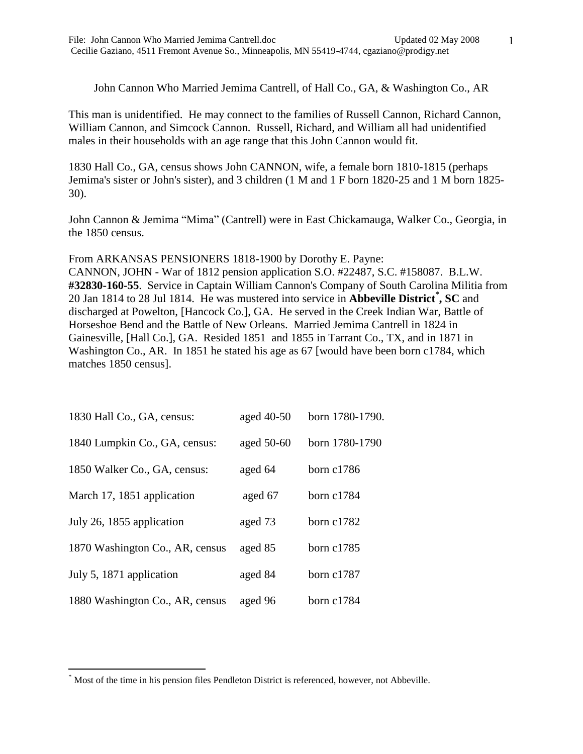# John Cannon Who Married Jemima Cantrell, of Hall Co., GA, & Washington Co., AR

This man is unidentified. He may connect to the families of Russell Cannon, Richard Cannon, William Cannon, and Simcock Cannon. Russell, Richard, and William all had unidentified males in their households with an age range that this John Cannon would fit.

1830 Hall Co., GA, census shows John CANNON, wife, a female born 1810-1815 (perhaps Jemima's sister or John's sister), and 3 children (1 M and 1 F born 1820-25 and 1 M born 1825-30).

John Cannon & Jemima "Mima" (Cantrell) were in East Chickamauga, Walker Co., Georgia, in the 1850 census.

From ARKANSAS PENSIONERS 1818-1900 by Dorothy E. Payne:
CANNON, JOHN - War of 1812 pension application S.O. #22487, S.C. #158087. B.L.W. **#32830-160-55**. Service in Captain William Cannon's Company of South Carolina Militia from 20 Jan 1814 to 28 Jul 1814. He was mustered into service in **Abbeville District[*], SC** and discharged at Powelton, [Hancock Co.], GA. He served in the Creek Indian War, Battle of Horseshoe Bend and the Battle of New Orleans. Married Jemima Cantrell in 1824 in Gainesville, [Hall Co.], GA. Resided 1851 and 1855 in Tarrant Co., TX, and in 1871 in Washington Co., AR. In 1851 he stated his age as 67 [would have been born c1784, which matches 1850 census].

| | | |
|---|---|---|
| 1830 Hall Co., GA, census: | aged 40-50 | born 1780-1790. |
| 1840 Lumpkin Co., GA, census: | aged 50-60 | born 1780-1790 |
| 1850 Walker Co., GA, census: | aged 64 | born c1786 |
| March 17, 1851 application | aged 67 | born c1784 |
| July 26, 1855 application | aged 73 | born c1782 |
| 1870 Washington Co., AR, census | aged 85 | born c1785 |
| July 5, 1871 application | aged 84 | born c1787 |
| 1880 Washington Co., AR, census | aged 96 | born c1784 |

[*] Most of the time in his pension files Pendleton District is referenced, however, not Abbeville.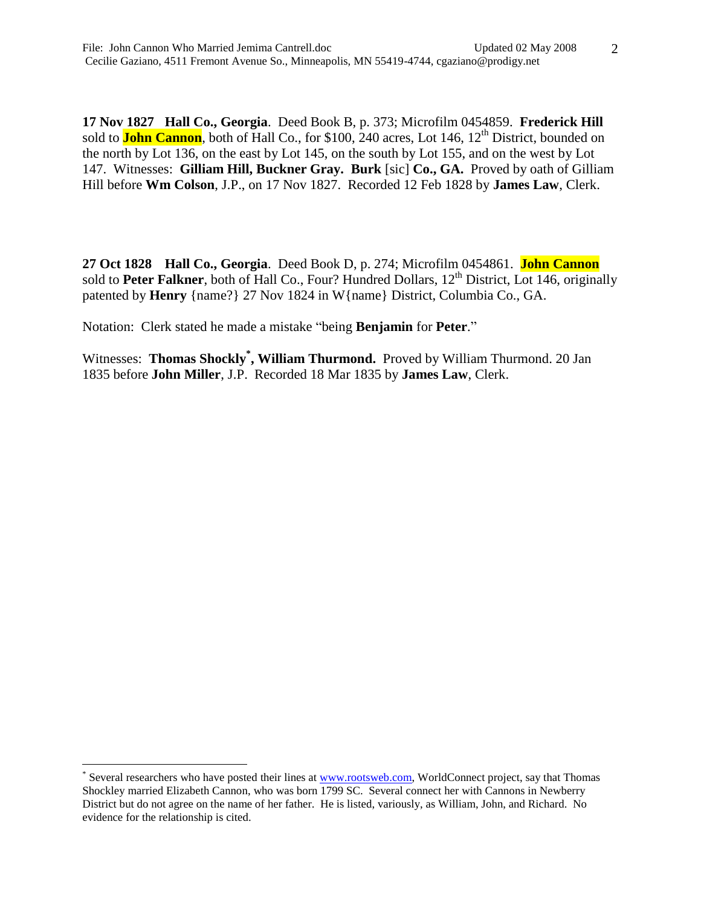**17 Nov 1827 Hall Co., Georgia**. Deed Book B, p. 373; Microfilm 0454859. **Frederick Hill** sold to **John Cannon**, both of Hall Co., for $100, 240 acres, Lot 146, 12th District, bounded on the north by Lot 136, on the east by Lot 145, on the south by Lot 155, and on the west by Lot 147. Witnesses: **Gilliam Hill, Buckner Gray. Burk** [sic] **Co., GA.** Proved by oath of Gilliam Hill before **Wm Colson**, J.P., on 17 Nov 1827. Recorded 12 Feb 1828 by **James Law**, Clerk.

**27 Oct 1828 Hall Co., Georgia**. Deed Book D, p. 274; Microfilm 0454861. **John Cannon** sold to **Peter Falkner**, both of Hall Co., Four? Hundred Dollars, 12th District, Lot 146, originally patented by **Henry** {name?} 27 Nov 1824 in W{name} District, Columbia Co., GA.

Notation: Clerk stated he made a mistake "being **Benjamin** for **Peter**."

Witnesses: **Thomas Shockly**[*]**, William Thurmond.** Proved by William Thurmond. 20 Jan 1835 before **John Miller**, J.P. Recorded 18 Mar 1835 by **James Law**, Clerk.

---

[*] Several researchers who have posted their lines at www.rootsweb.com, WorldConnect project, say that Thomas Shockley married Elizabeth Cannon, who was born 1799 SC. Several connect her with Cannons in Newberry District but do not agree on the name of her father. He is listed, variously, as William, John, and Richard. No evidence for the relationship is cited.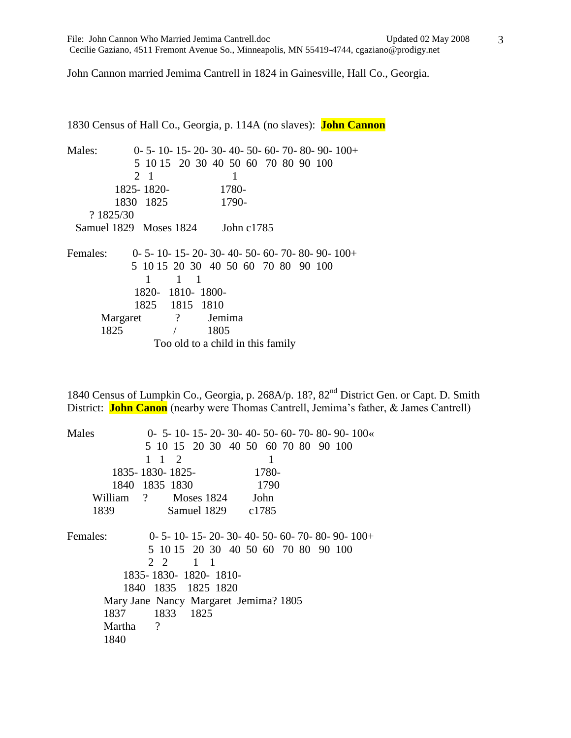John Cannon married Jemima Cantrell in 1824 in Gainesville, Hall Co., Georgia.

1830 Census of Hall Co., Georgia, p. 114A (no slaves): **John Cannon**

| Males: | 0-5 | 5-10 | 10-15 | 15-20 | 20-30 | 30-40 | 40-50 | 50-60 | 60-70 | 70-80 | 80-90 | 90-100 | 100+ |
|---|---|---|---|---|---|---|---|---|---|---|---|---|---|
| | 2 | 1 | | | | | 1 | | | | | | |
| | 1825-1830 | 1820-1825 | | | | | 1780-1790- | | | | | | |
| | ? 1825/30 Samuel 1829 | Moses 1824 | | | | | John c1785 | | | | | | |

| Females: | 0-5 | 5-10 | 10-15 | 15-20 | 20-30 | 30-40 | 40-50 | 50-60 | 60-70 | 70-80 | 80-90 | 90-100 | 100+ |
|---|---|---|---|---|---|---|---|---|---|---|---|---|---|
| | | 1 | | 1 | 1 | | | | | | | | |
| | | 1820-1825 | | 1810-1815 | 1800-1810 | | | | | | | | |
| | | Margaret 1825 | | ? / Too old to a child in this family | Jemima 1805 | | | | | | | | |

1840 Census of Lumpkin Co., Georgia, p. 268A/p. 18?, 82nd District Gen. or Capt. D. Smith District: **John Canon** (nearby were Thomas Cantrell, Jemima's father, & James Cantrell)

| Males | 0-5 | 5-10 | 10-15 | 15-20 | 20-30 | 30-40 | 40-50 | 50-60 | 60-70 | 70-80 | 80-90 | 90-100 | 100« |
|---|---|---|---|---|---|---|---|---|---|---|---|---|---|
| | 1 | 1 | 2 | | | | | 1 | | | | | |
| | 1835-1840 | 1830-1835 | 1825-1830 | | | | | 1780-1790 | | | | | |
| | William 1839 | ? | Moses 1824 Samuel 1829 | | | | | John c1785 | | | | | |

| Females: | 0-5 | 5-10 | 10-15 | 15-20 | 20-30 | 30-40 | 40-50 | 50-60 | 60-70 | 70-80 | 80-90 | 90-100 | 100+ |
|---|---|---|---|---|---|---|---|---|---|---|---|---|---|
| | 2 | 2 | | 1 | 1 | | | | | | | | |
| | 1835-1840 | 1830-1835 | | 1820-1825 | 1810-1820 | | | | | | | | |
| | Mary Jane 1837 Martha 1840 | Nancy 1833 ? | | Margaret 1825 | Jemima? 1805 | | | | | | | | |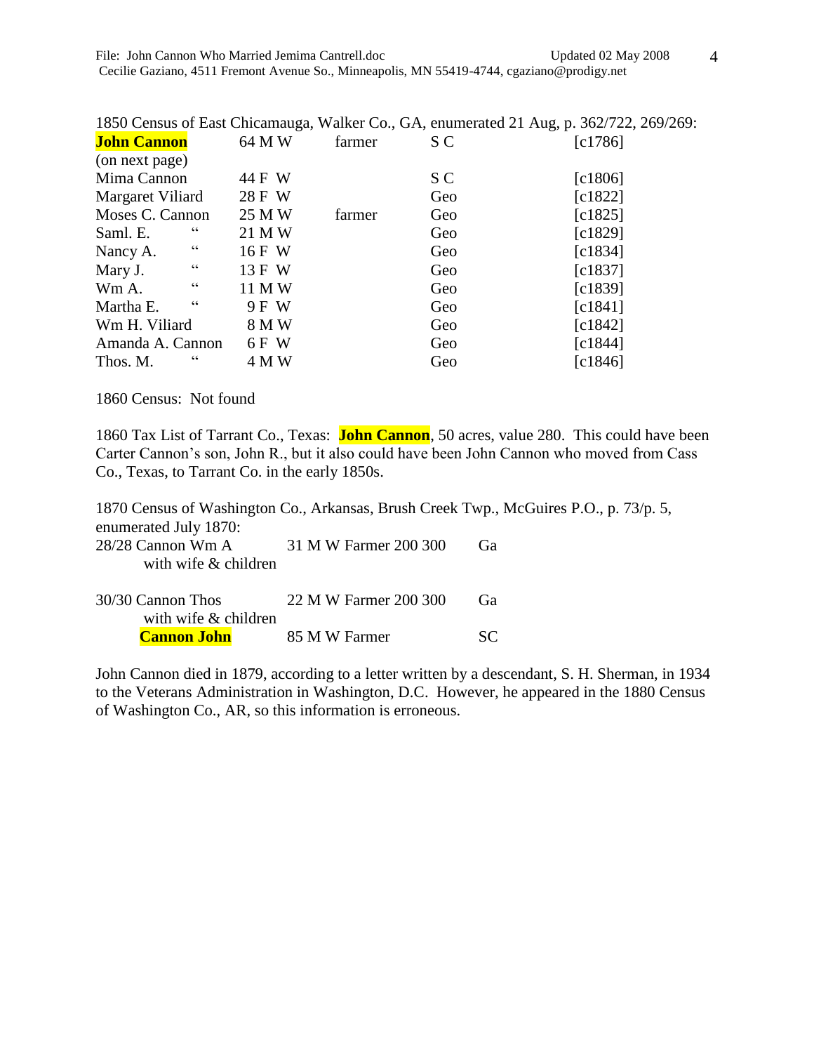1850 Census of East Chicamauga, Walker Co., GA, enumerated 21 Aug, p. 362/722, 269/269:

| | | | | |
|---|---|---|---|---|
| **John Cannon** | 64 M W | farmer | S C | [c1786] |
| (on next page) | | | | |
| Mima Cannon | 44 F W | | S C | [c1806] |
| Margaret Viliard | 28 F W | | Geo | [c1822] |
| Moses C. Cannon | 25 M W | farmer | Geo | [c1825] |
| Saml. E. " | 21 M W | | Geo | [c1829] |
| Nancy A. " | 16 F W | | Geo | [c1834] |
| Mary J. " | 13 F W | | Geo | [c1837] |
| Wm A. " | 11 M W | | Geo | [c1839] |
| Martha E. " | 9 F W | | Geo | [c1841] |
| Wm H. Viliard | 8 M W | | Geo | [c1842] |
| Amanda A. Cannon | 6 F W | | Geo | [c1844] |
| Thos. M. " | 4 M W | | Geo | [c1846] |

1860 Census: Not found

1860 Tax List of Tarrant Co., Texas: **John Cannon**, 50 acres, value 280. This could have been Carter Cannon's son, John R., but it also could have been John Cannon who moved from Cass Co., Texas, to Tarrant Co. in the early 1850s.

1870 Census of Washington Co., Arkansas, Brush Creek Twp., McGuires P.O., p. 73/p. 5, enumerated July 1870:

| | | |
|---|---|---|
| 28/28 Cannon Wm A | 31 M W Farmer 200 300 | Ga |
| with wife & children | | |
| | | |
| 30/30 Cannon Thos | 22 M W Farmer 200 300 | Ga |
| with wife & children | | |
| **Cannon John** | 85 M W Farmer | SC |

John Cannon died in 1879, according to a letter written by a descendant, S. H. Sherman, in 1934 to the Veterans Administration in Washington, D.C. However, he appeared in the 1880 Census of Washington Co., AR, so this information is erroneous.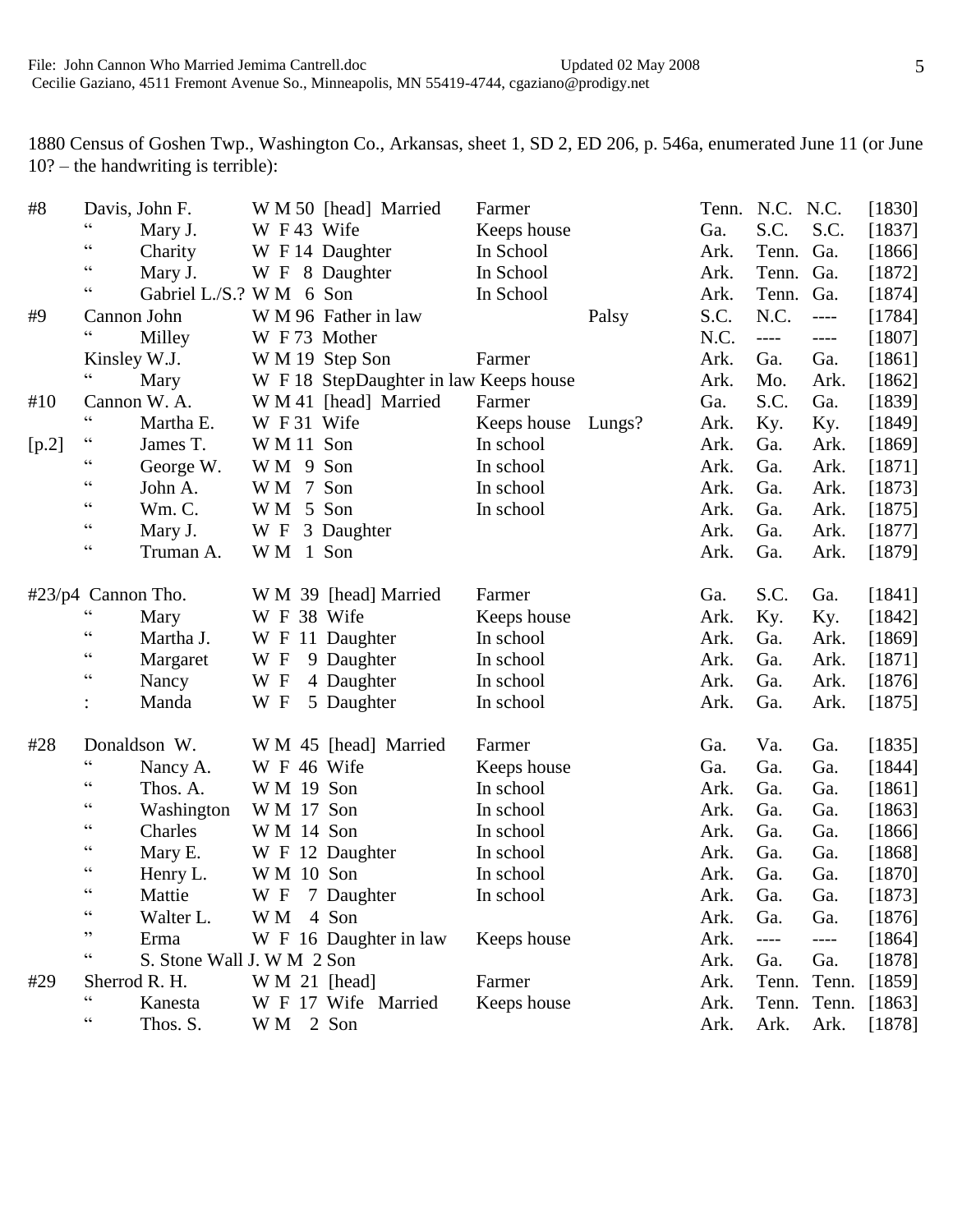1880 Census of Goshen Twp., Washington Co., Arkansas, sheet 1, SD 2, ED 206, p. 546a, enumerated June 11 (or June 10? – the handwriting is terrible):

| | | | | | | | | | | |
|---|---|---|---|---|---|---|---|---|---|---|
| #8 | Davis, John F. | W M 50 | [head] Married | Farmer | | Tenn. | N.C. | N.C. | [1830] |
| | " Mary J. | W F 43 | Wife | Keeps house | | Ga. | S.C. | S.C. | [1837] |
| | " Charity | W F 14 | Daughter | In School | | Ark. | Tenn. | Ga. | [1866] |
| | " Mary J. | W F 8 | Daughter | In School | | Ark. | Tenn. | Ga. | [1872] |
| | " Gabriel L./S.? | W M 6 | Son | In School | | Ark. | Tenn. | Ga. | [1874] |
| #9 | Cannon John | W M 96 | Father in law | | Palsy | S.C. | N.C. | ---- | [1784] |
| | " Milley | W F 73 | Mother | | | N.C. | ---- | ---- | [1807] |
| | Kinsley W.J. | W M 19 | Step Son | Farmer | | Ark. | Ga. | Ga. | [1861] |
| | " Mary | W F 18 | StepDaughter in law | Keeps house | | Ark. | Mo. | Ark. | [1862] |
| #10 | Cannon W. A. | W M 41 | [head] Married | Farmer | | Ga. | S.C. | Ga. | [1839] |
| | " Martha E. | W F 31 | Wife | Keeps house | Lungs? | Ark. | Ky. | Ky. | [1849] |
| [p.2] | " James T. | W M 11 | Son | In school | | Ark. | Ga. | Ark. | [1869] |
| | " George W. | W M 9 | Son | In school | | Ark. | Ga. | Ark. | [1871] |
| | " John A. | W M 7 | Son | In school | | Ark. | Ga. | Ark. | [1873] |
| | " Wm. C. | W M 5 | Son | In school | | Ark. | Ga. | Ark. | [1875] |
| | " Mary J. | W F 3 | Daughter | | | Ark. | Ga. | Ark. | [1877] |
| | " Truman A. | W M 1 | Son | | | Ark. | Ga. | Ark. | [1879] |
| | | | | | | | | | |
| #23/p4 | Cannon Tho. | W M 39 | [head] Married | Farmer | | Ga. | S.C. | Ga. | [1841] |
| | " Mary | W F 38 | Wife | Keeps house | | Ark. | Ky. | Ky. | [1842] |
| | " Martha J. | W F 11 | Daughter | In school | | Ark. | Ga. | Ark. | [1869] |
| | " Margaret | W F 9 | Daughter | In school | | Ark. | Ga. | Ark. | [1871] |
| | " Nancy | W F 4 | Daughter | In school | | Ark. | Ga. | Ark. | [1876] |
| | : Manda | W F 5 | Daughter | In school | | Ark. | Ga. | Ark. | [1875] |
| | | | | | | | | | |
| #28 | Donaldson W. | W M 45 | [head] Married | Farmer | | Ga. | Va. | Ga. | [1835] |
| | " Nancy A. | W F 46 | Wife | Keeps house | | Ga. | Ga. | Ga. | [1844] |
| | " Thos. A. | W M 19 | Son | In school | | Ark. | Ga. | Ga. | [1861] |
| | " Washington | W M 17 | Son | In school | | Ark. | Ga. | Ga. | [1863] |
| | " Charles | W M 14 | Son | In school | | Ark. | Ga. | Ga. | [1866] |
| | " Mary E. | W F 12 | Daughter | In school | | Ark. | Ga. | Ga. | [1868] |
| | " Henry L. | W M 10 | Son | In school | | Ark. | Ga. | Ga. | [1870] |
| | " Mattie | W F 7 | Daughter | In school | | Ark. | Ga. | Ga. | [1873] |
| | " Walter L. | W M 4 | Son | | | Ark. | Ga. | Ga. | [1876] |
| | " Erma | W F 16 | Daughter in law | Keeps house | | Ark. | ---- | ---- | [1864] |
| | " S. Stone Wall J. | W M 2 | Son | | | Ark. | Ga. | Ga. | [1878] |
| #29 | Sherrod R. H. | W M 21 | [head] | Farmer | | Ark. | Tenn. | Tenn. | [1859] |
| | " Kanesta | W F 17 | Wife Married | Keeps house | | Ark. | Tenn. | Tenn. | [1863] |
| | " Thos. S. | W M 2 | Son | | | Ark. | Ark. | Ark. | [1878] |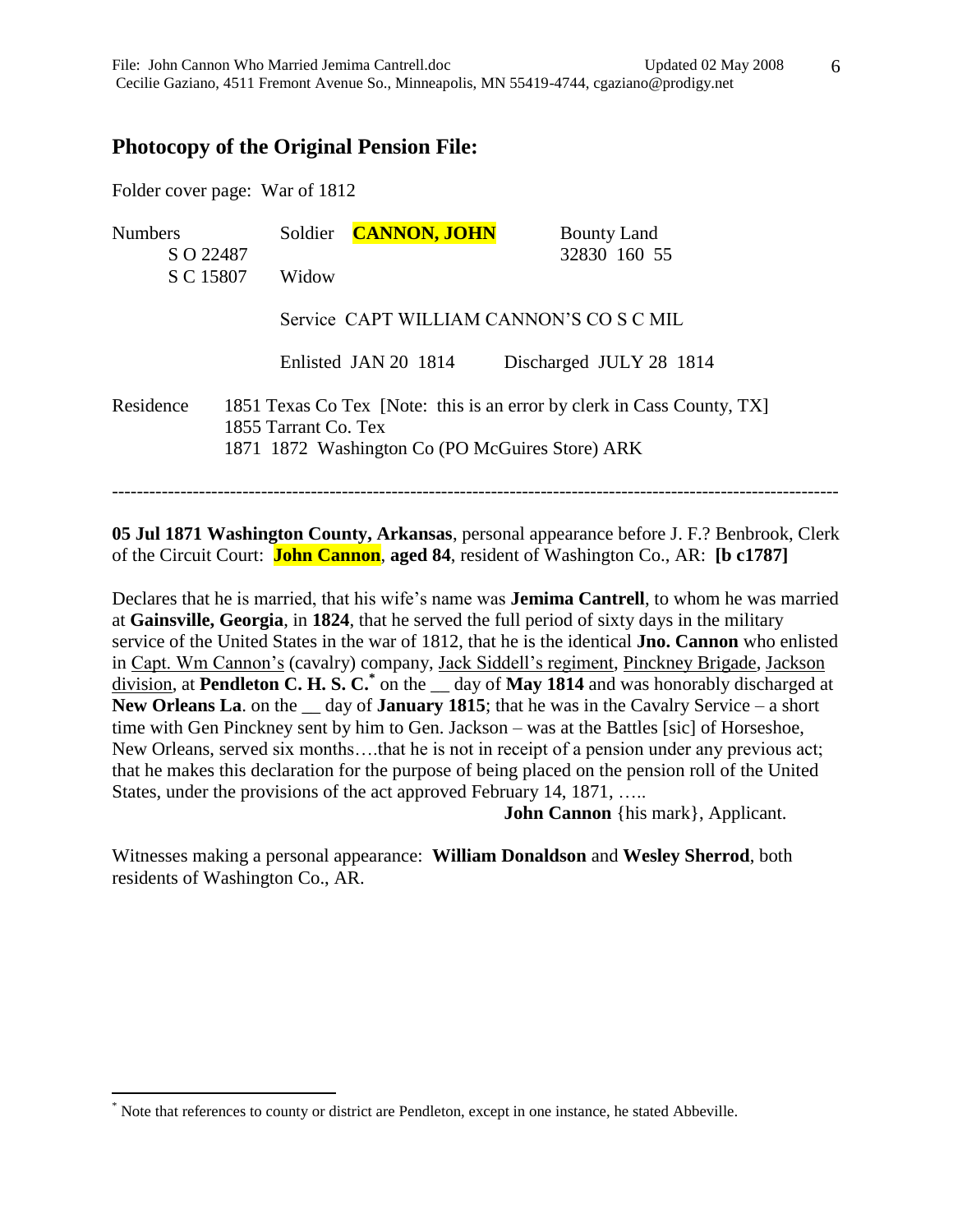## Photocopy of the Original Pension File:

Folder cover page: War of 1812

| Numbers | Soldier **CANNON, JOHN** | Bounty Land |
|---|---|---|
| S O 22487 | | 32830 160 55 |
| S C 15807 | Widow | |

Service CAPT WILLIAM CANNON'S CO S C MIL

Enlisted JAN 20 1814 Discharged JULY 28 1814

Residence 1851 Texas Co Tex [Note: this is an error by clerk in Cass County, TX]
1855 Tarrant Co. Tex
1871 1872 Washington Co (PO McGuires Store) ARK

---

**05 Jul 1871 Washington County, Arkansas**, personal appearance before J. F.? Benbrook, Clerk of the Circuit Court: **John Cannon**, **aged 84**, resident of Washington Co., AR: **[b c1787]**

Declares that he is married, that his wife's name was **Jemima Cantrell**, to whom he was married at **Gainsville, Georgia**, in **1824**, that he served the full period of sixty days in the military service of the United States in the war of 1812, that he is the identical **Jno. Cannon** who enlisted in Capt. Wm Cannon's (cavalry) company, Jack Siddell's regiment, Pinckney Brigade, Jackson division, at **Pendleton C. H. S. C.**[*] on the __ day of **May 1814** and was honorably discharged at **New Orleans La**. on the __ day of **January 1815**; that he was in the Cavalry Service – a short time with Gen Pinckney sent by him to Gen. Jackson – was at the Battles [sic] of Horseshoe, New Orleans, served six months….that he is not in receipt of a pension under any previous act; that he makes this declaration for the purpose of being placed on the pension roll of the United States, under the provisions of the act approved February 14, 1871, …..

**John Cannon** {his mark}, Applicant.

Witnesses making a personal appearance: **William Donaldson** and **Wesley Sherrod**, both residents of Washington Co., AR.

[*] Note that references to county or district are Pendleton, except in one instance, he stated Abbeville.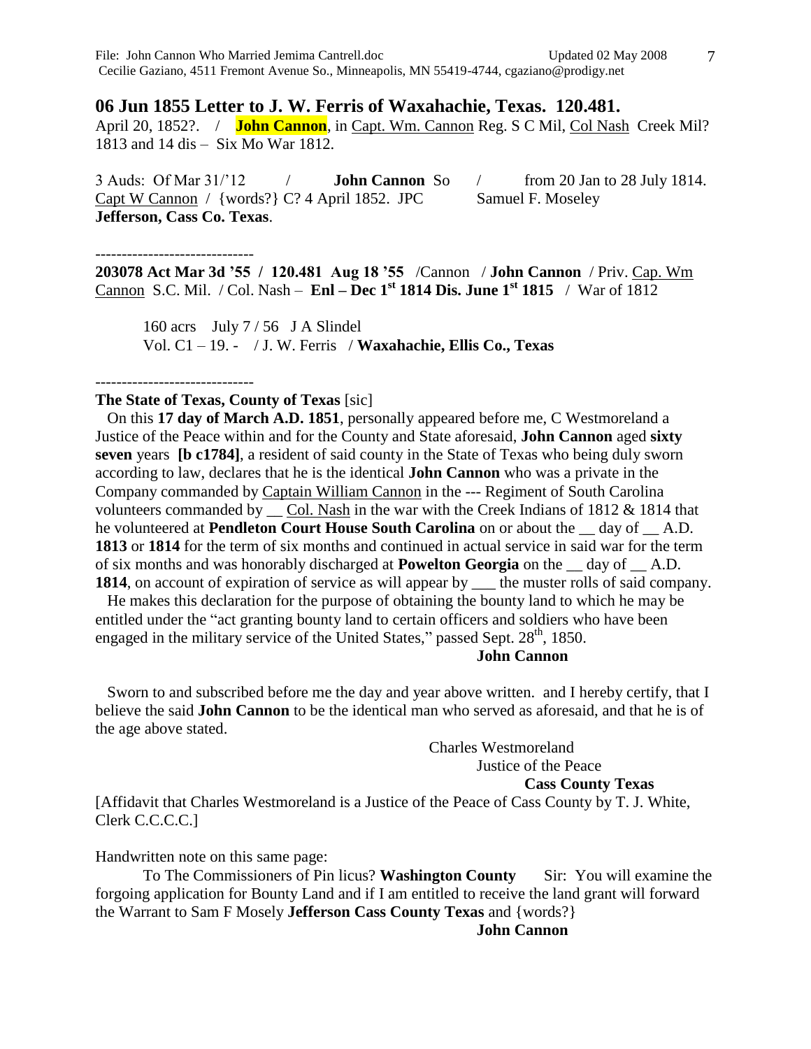## 06 Jun 1855 Letter to J. W. Ferris of Waxahachie, Texas. 120.481.

April 20, 1852?. / **John Cannon**, in Capt. Wm. Cannon Reg. S C Mil, Col Nash Creek Mil? 1813 and 14 dis – Six Mo War 1812.

3 Auds: Of Mar 31/'12 / **John Cannon** So / from 20 Jan to 28 July 1814. Capt W Cannon / {words?} C? 4 April 1852. JPC Samuel F. Moseley **Jefferson, Cass Co. Texas**.

------------------------------

**203078 Act Mar 3d '55 / 120.481 Aug 18 '55** /Cannon / **John Cannon** / Priv. Cap. Wm Cannon S.C. Mil. / Col. Nash – **Enl – Dec 1st 1814 Dis. June 1st 1815** / War of 1812

160 acrs July 7 / 56 J A Slindel
Vol. C1 – 19. - / J. W. Ferris / **Waxahachie, Ellis Co., Texas**

------------------------------

**The State of Texas, County of Texas** [sic]

On this **17 day of March A.D. 1851**, personally appeared before me, C Westmoreland a Justice of the Peace within and for the County and State aforesaid, **John Cannon** aged **sixty seven** years **[b c1784]**, a resident of said county in the State of Texas who being duly sworn according to law, declares that he is the identical **John Cannon** who was a private in the Company commanded by Captain William Cannon in the --- Regiment of South Carolina volunteers commanded by __ Col. Nash in the war with the Creek Indians of 1812 & 1814 that he volunteered at **Pendleton Court House South Carolina** on or about the __ day of __ A.D. **1813** or **1814** for the term of six months and continued in actual service in said war for the term of six months and was honorably discharged at **Powelton Georgia** on the __ day of __ A.D. **1814**, on account of expiration of service as will appear by ___ the muster rolls of said company.

He makes this declaration for the purpose of obtaining the bounty land to which he may be entitled under the "act granting bounty land to certain officers and soldiers who have been engaged in the military service of the United States," passed Sept. 28th, 1850.

**John Cannon**

Sworn to and subscribed before me the day and year above written. and I hereby certify, that I believe the said **John Cannon** to be the identical man who served as aforesaid, and that he is of the age above stated.

Charles Westmoreland
Justice of the Peace
**Cass County Texas**

[Affidavit that Charles Westmoreland is a Justice of the Peace of Cass County by T. J. White, Clerk C.C.C.C.]

Handwritten note on this same page:

To The Commissioners of Pin licus? **Washington County** Sir: You will examine the forgoing application for Bounty Land and if I am entitled to receive the land grant will forward the Warrant to Sam F Mosely **Jefferson Cass County Texas** and {words?}

**John Cannon**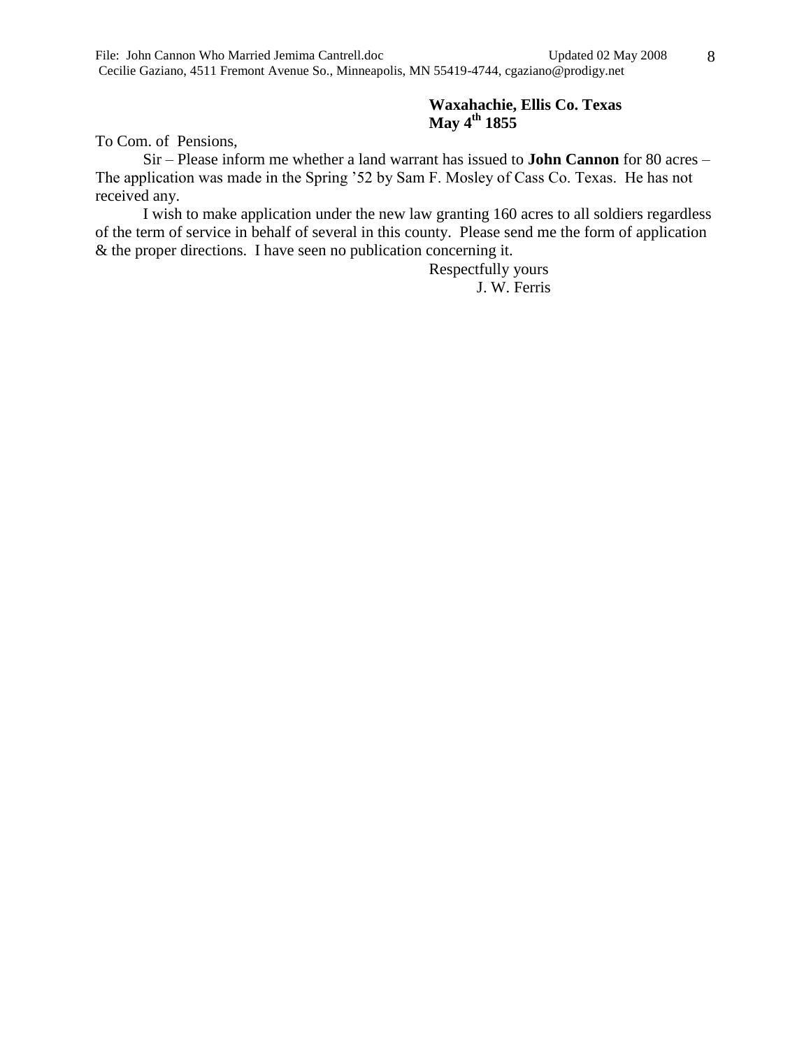**Waxahachie, Ellis Co. Texas**
**May 4th 1855**

To Com. of Pensions,

Sir – Please inform me whether a land warrant has issued to **John Cannon** for 80 acres – The application was made in the Spring '52 by Sam F. Mosley of Cass Co. Texas. He has not received any.

I wish to make application under the new law granting 160 acres to all soldiers regardless of the term of service in behalf of several in this county. Please send me the form of application & the proper directions. I have seen no publication concerning it.

Respectfully yours
J. W. Ferris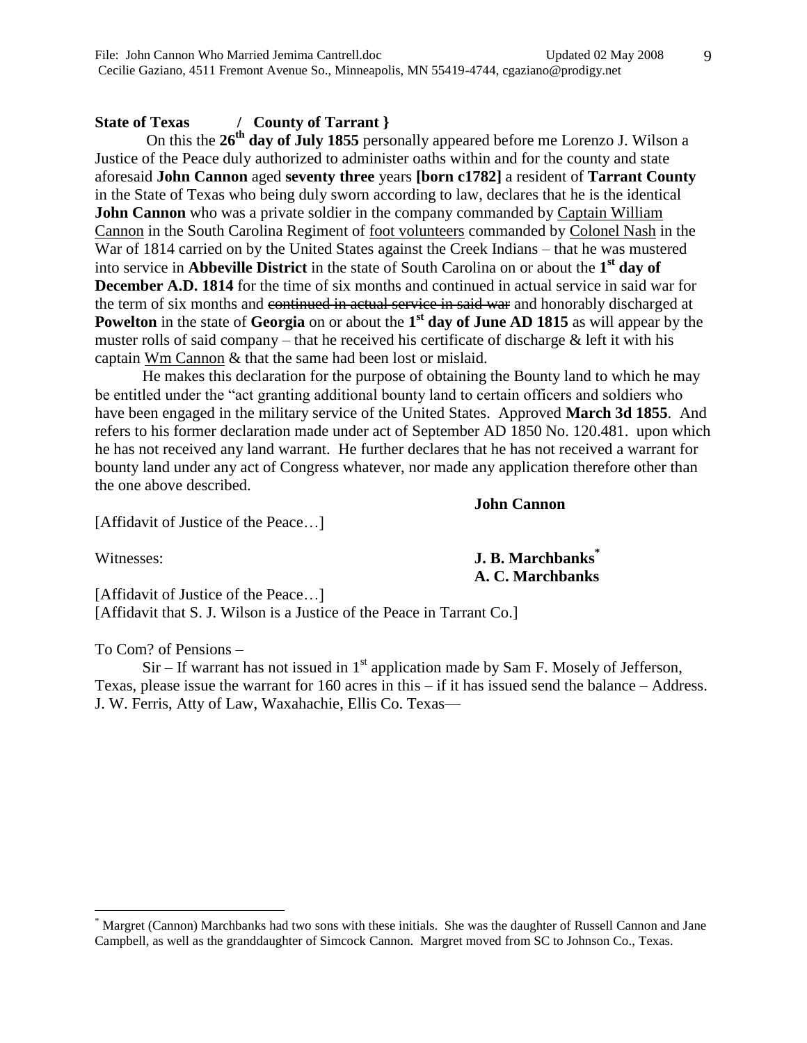**State of Texas / County of Tarrant }**

On this the **26th day of July 1855** personally appeared before me Lorenzo J. Wilson a Justice of the Peace duly authorized to administer oaths within and for the county and state aforesaid **John Cannon** aged **seventy three** years **[born c1782]** a resident of **Tarrant County** in the State of Texas who being duly sworn according to law, declares that he is the identical **John Cannon** who was a private soldier in the company commanded by Captain William Cannon in the South Carolina Regiment of foot volunteers commanded by Colonel Nash in the War of 1814 carried on by the United States against the Creek Indians – that he was mustered into service in **Abbeville District** in the state of South Carolina on or about the **1st day of December A.D. 1814** for the time of six months and continued in actual service in said war for the term of six months and ~~continued in actual service in said war~~ and honorably discharged at **Powelton** in the state of **Georgia** on or about the **1st day of June AD 1815** as will appear by the muster rolls of said company – that he received his certificate of discharge & left it with his captain Wm Cannon & that the same had been lost or mislaid.

He makes this declaration for the purpose of obtaining the Bounty land to which he may be entitled under the "act granting additional bounty land to certain officers and soldiers who have been engaged in the military service of the United States. Approved **March 3d 1855**. And refers to his former declaration made under act of September AD 1850 No. 120.481. upon which he has not received any land warrant. He further declares that he has not received a warrant for bounty land under any act of Congress whatever, nor made any application therefore other than the one above described.

**John Cannon**

[Affidavit of Justice of the Peace…]

Witnesses: **J. B. Marchbanks*** **A. C. Marchbanks**

[Affidavit of Justice of the Peace…]
[Affidavit that S. J. Wilson is a Justice of the Peace in Tarrant Co.]

To Com? of Pensions –

Sir – If warrant has not issued in 1st application made by Sam F. Mosely of Jefferson, Texas, please issue the warrant for 160 acres in this – if it has issued send the balance – Address. J. W. Ferris, Atty of Law, Waxahachie, Ellis Co. Texas—

---

* Margret (Cannon) Marchbanks had two sons with these initials. She was the daughter of Russell Cannon and Jane Campbell, as well as the granddaughter of Simcock Cannon. Margret moved from SC to Johnson Co., Texas.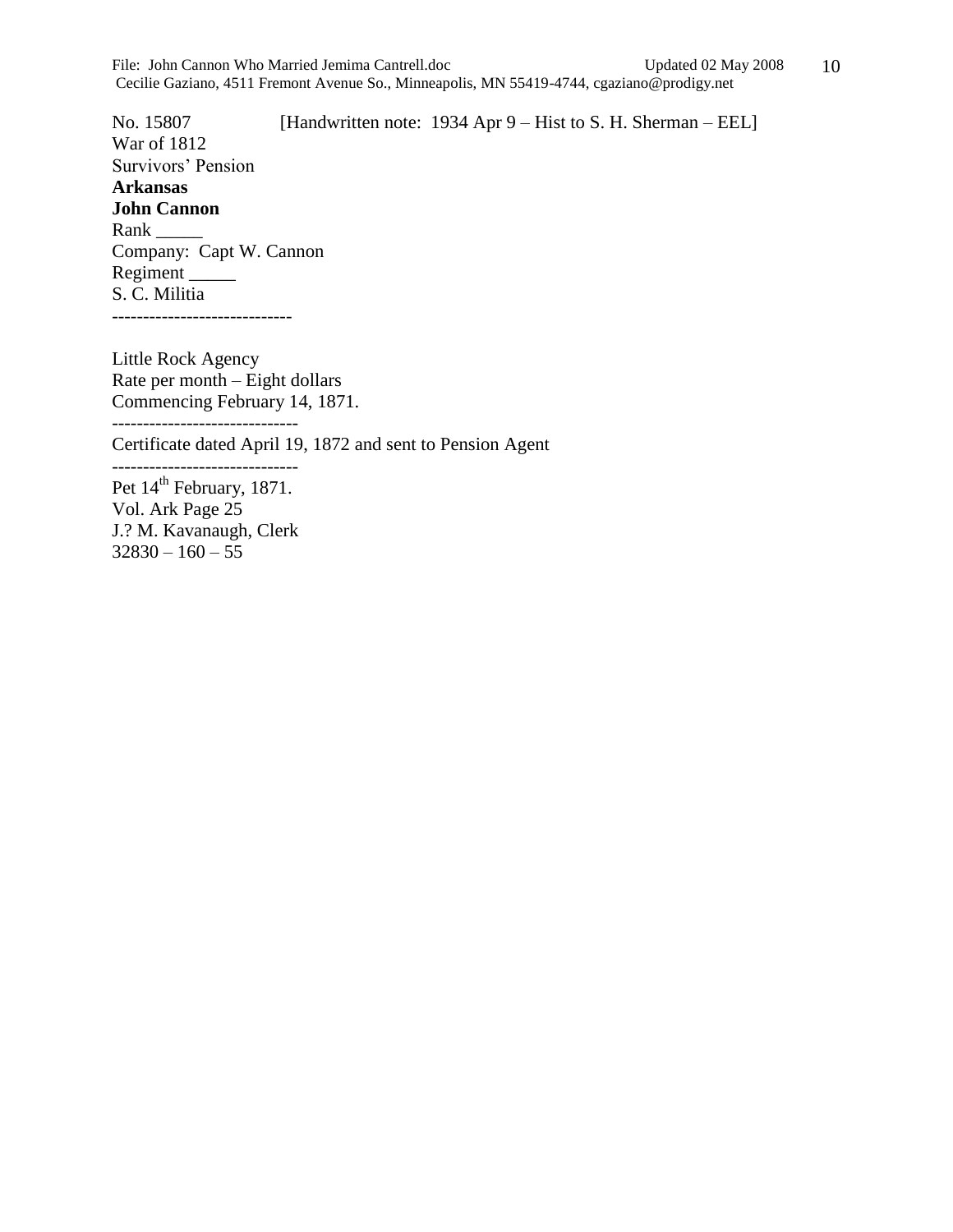No. 15807 [Handwritten note: 1934 Apr 9 – Hist to S. H. Sherman – EEL]
War of 1812
Survivors' Pension
**Arkansas**
**John Cannon**
Rank _____
Company: Capt W. Cannon
Regiment _____
S. C. Militia
-----------------------------

Little Rock Agency
Rate per month – Eight dollars
Commencing February 14, 1871.
------------------------------
Certificate dated April 19, 1872 and sent to Pension Agent
------------------------------
Pet 14th February, 1871.
Vol. Ark Page 25
J.? M. Kavanaugh, Clerk
32830 – 160 – 55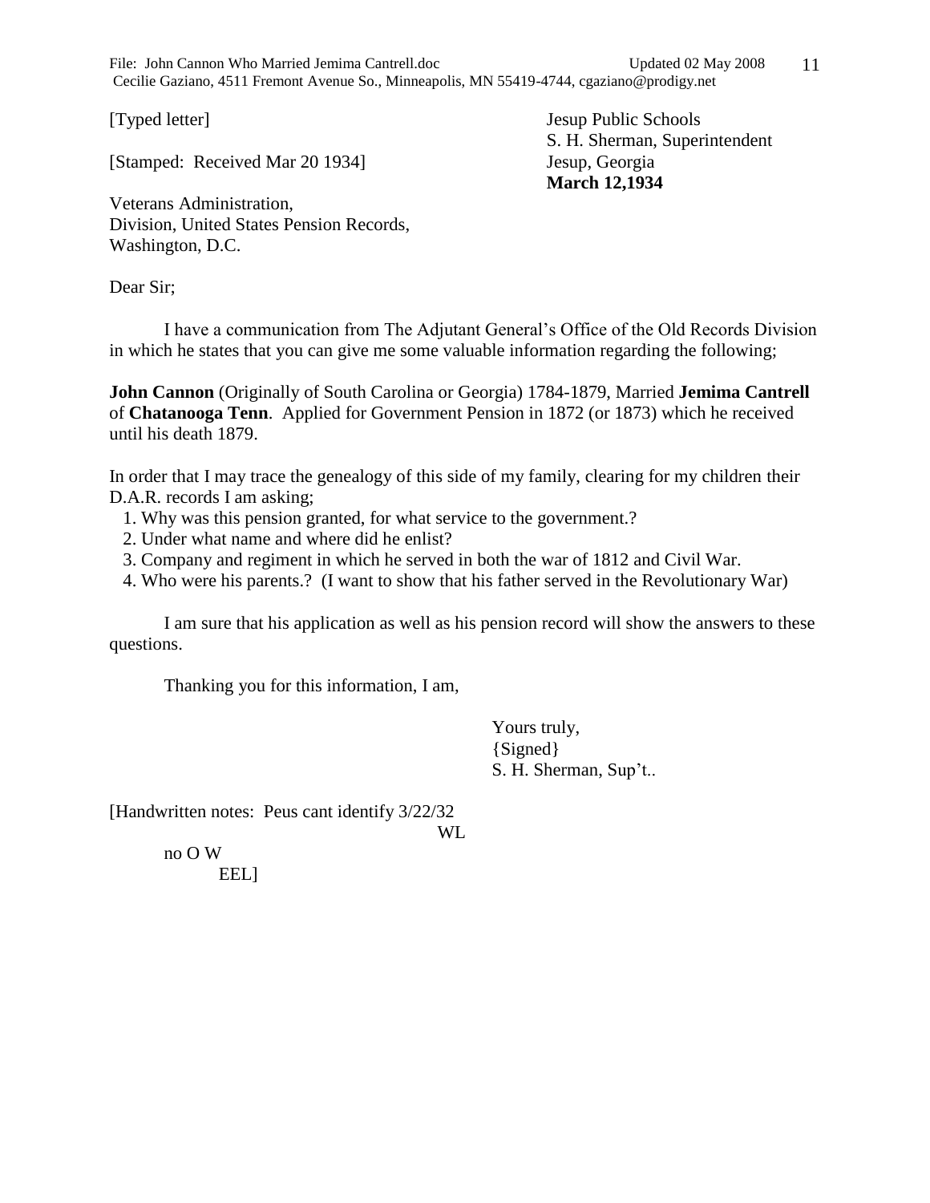[Typed letter]

[Stamped: Received Mar 20 1934]

Jesup Public Schools
S. H. Sherman, Superintendent
Jesup, Georgia
**March 12,1934**

Veterans Administration,
Division, United States Pension Records,
Washington, D.C.

Dear Sir;

I have a communication from The Adjutant General's Office of the Old Records Division in which he states that you can give me some valuable information regarding the following;

**John Cannon** (Originally of South Carolina or Georgia) 1784-1879, Married **Jemima Cantrell** of **Chatanooga Tenn**. Applied for Government Pension in 1872 (or 1873) which he received until his death 1879.

In order that I may trace the genealogy of this side of my family, clearing for my children their D.A.R. records I am asking;

1. Why was this pension granted, for what service to the government.?
2. Under what name and where did he enlist?
3. Company and regiment in which he served in both the war of 1812 and Civil War.
4. Who were his parents.? (I want to show that his father served in the Revolutionary War)

I am sure that his application as well as his pension record will show the answers to these questions.

Thanking you for this information, I am,

Yours truly,
{Signed}
S. H. Sherman, Sup't..

[Handwritten notes: Peus cant identify 3/22/32
WL
no O W
EEL]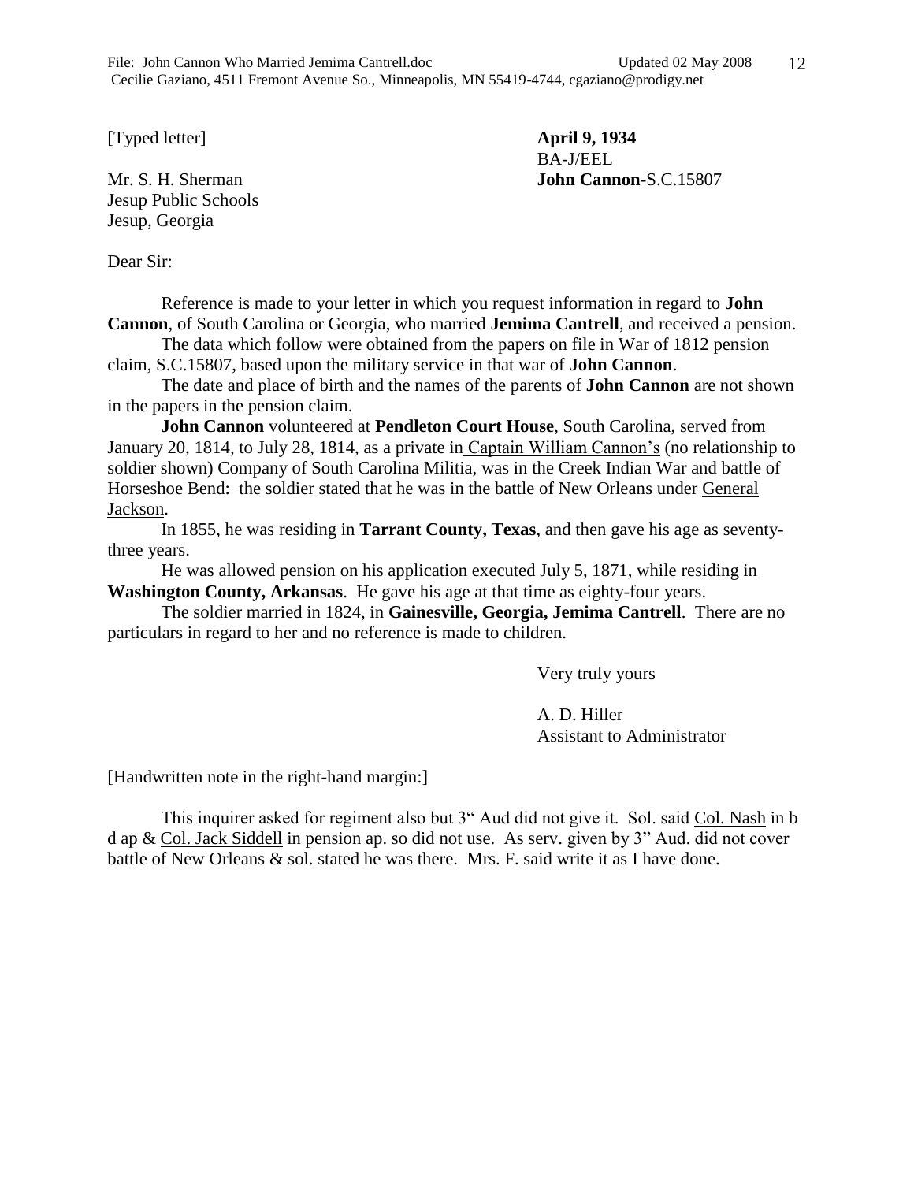[Typed letter]

**April 9, 1934**
BA-J/EEL
**John Cannon**-S.C.15807

Mr. S. H. Sherman
Jesup Public Schools
Jesup, Georgia

Dear Sir:

Reference is made to your letter in which you request information in regard to **John Cannon**, of South Carolina or Georgia, who married **Jemima Cantrell**, and received a pension.

The data which follow were obtained from the papers on file in War of 1812 pension claim, S.C.15807, based upon the military service in that war of **John Cannon**.

The date and place of birth and the names of the parents of **John Cannon** are not shown in the papers in the pension claim.

**John Cannon** volunteered at **Pendleton Court House**, South Carolina, served from January 20, 1814, to July 28, 1814, as a private in Captain William Cannon's (no relationship to soldier shown) Company of South Carolina Militia, was in the Creek Indian War and battle of Horseshoe Bend: the soldier stated that he was in the battle of New Orleans under General Jackson.

In 1855, he was residing in **Tarrant County, Texas**, and then gave his age as seventy-three years.

He was allowed pension on his application executed July 5, 1871, while residing in **Washington County, Arkansas**. He gave his age at that time as eighty-four years.

The soldier married in 1824, in **Gainesville, Georgia, Jemima Cantrell**. There are no particulars in regard to her and no reference is made to children.

Very truly yours

A. D. Hiller
Assistant to Administrator

[Handwritten note in the right-hand margin:]

This inquirer asked for regiment also but 3" Aud did not give it. Sol. said Col. Nash in b d ap & Col. Jack Siddell in pension ap. so did not use. As serv. given by 3" Aud. did not cover battle of New Orleans & sol. stated he was there. Mrs. F. said write it as I have done.